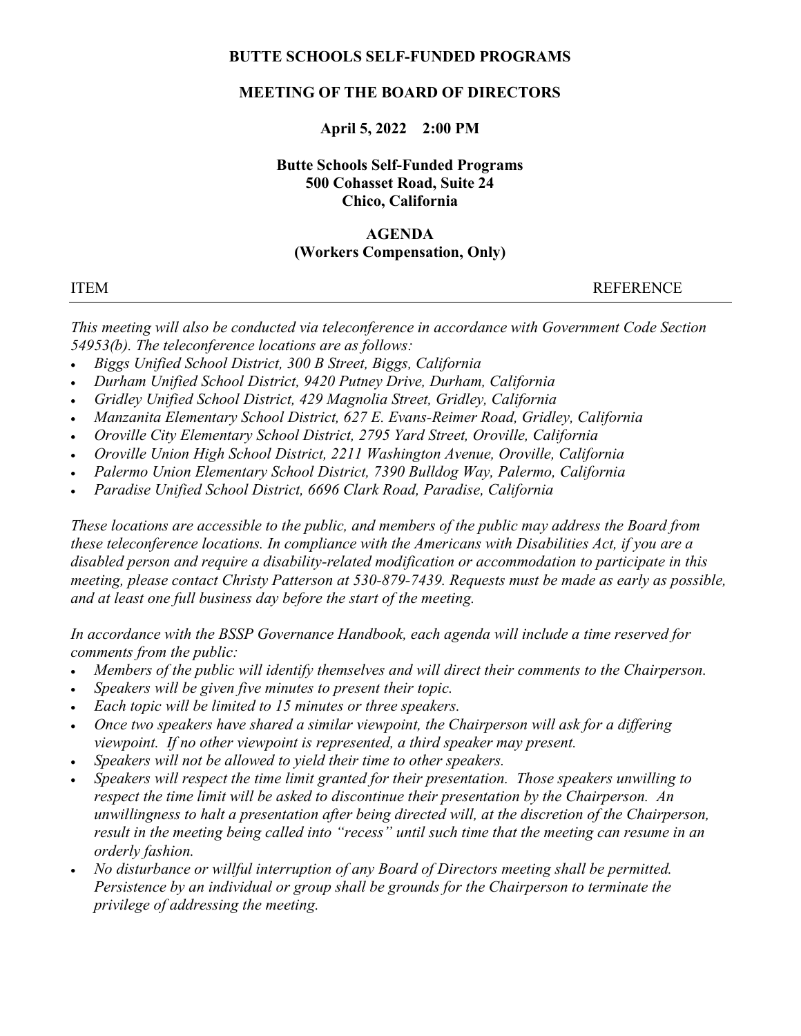**BUTTE SCHOOLS SELF-FUNDED PROGRAMS**

**MEETING OF THE BOARD OF DIRECTORS**

**April 5, 2022 2:00 PM**

**Butte Schools Self-Funded Programs**
**500 Cohasset Road, Suite 24**
**Chico, California**

**AGENDA**
**(Workers Compensation, Only)**

ITEM REFERENCE

---

*This meeting will also be conducted via teleconference in accordance with Government Code Section 54953(b). The teleconference locations are as follows:*

- *Biggs Unified School District, 300 B Street, Biggs, California*
- *Durham Unified School District, 9420 Putney Drive, Durham, California*
- *Gridley Unified School District, 429 Magnolia Street, Gridley, California*
- *Manzanita Elementary School District, 627 E. Evans-Reimer Road, Gridley, California*
- *Oroville City Elementary School District, 2795 Yard Street, Oroville, California*
- *Oroville Union High School District, 2211 Washington Avenue, Oroville, California*
- *Palermo Union Elementary School District, 7390 Bulldog Way, Palermo, California*
- *Paradise Unified School District, 6696 Clark Road, Paradise, California*

*These locations are accessible to the public, and members of the public may address the Board from these teleconference locations. In compliance with the Americans with Disabilities Act, if you are a disabled person and require a disability-related modification or accommodation to participate in this meeting, please contact Christy Patterson at 530-879-7439. Requests must be made as early as possible, and at least one full business day before the start of the meeting.*

*In accordance with the BSSP Governance Handbook, each agenda will include a time reserved for comments from the public:*

- *Members of the public will identify themselves and will direct their comments to the Chairperson.*
- *Speakers will be given five minutes to present their topic.*
- *Each topic will be limited to 15 minutes or three speakers.*
- *Once two speakers have shared a similar viewpoint, the Chairperson will ask for a differing viewpoint. If no other viewpoint is represented, a third speaker may present.*
- *Speakers will not be allowed to yield their time to other speakers.*
- *Speakers will respect the time limit granted for their presentation. Those speakers unwilling to respect the time limit will be asked to discontinue their presentation by the Chairperson. An unwillingness to halt a presentation after being directed will, at the discretion of the Chairperson, result in the meeting being called into "recess" until such time that the meeting can resume in an orderly fashion.*
- *No disturbance or willful interruption of any Board of Directors meeting shall be permitted. Persistence by an individual or group shall be grounds for the Chairperson to terminate the privilege of addressing the meeting.*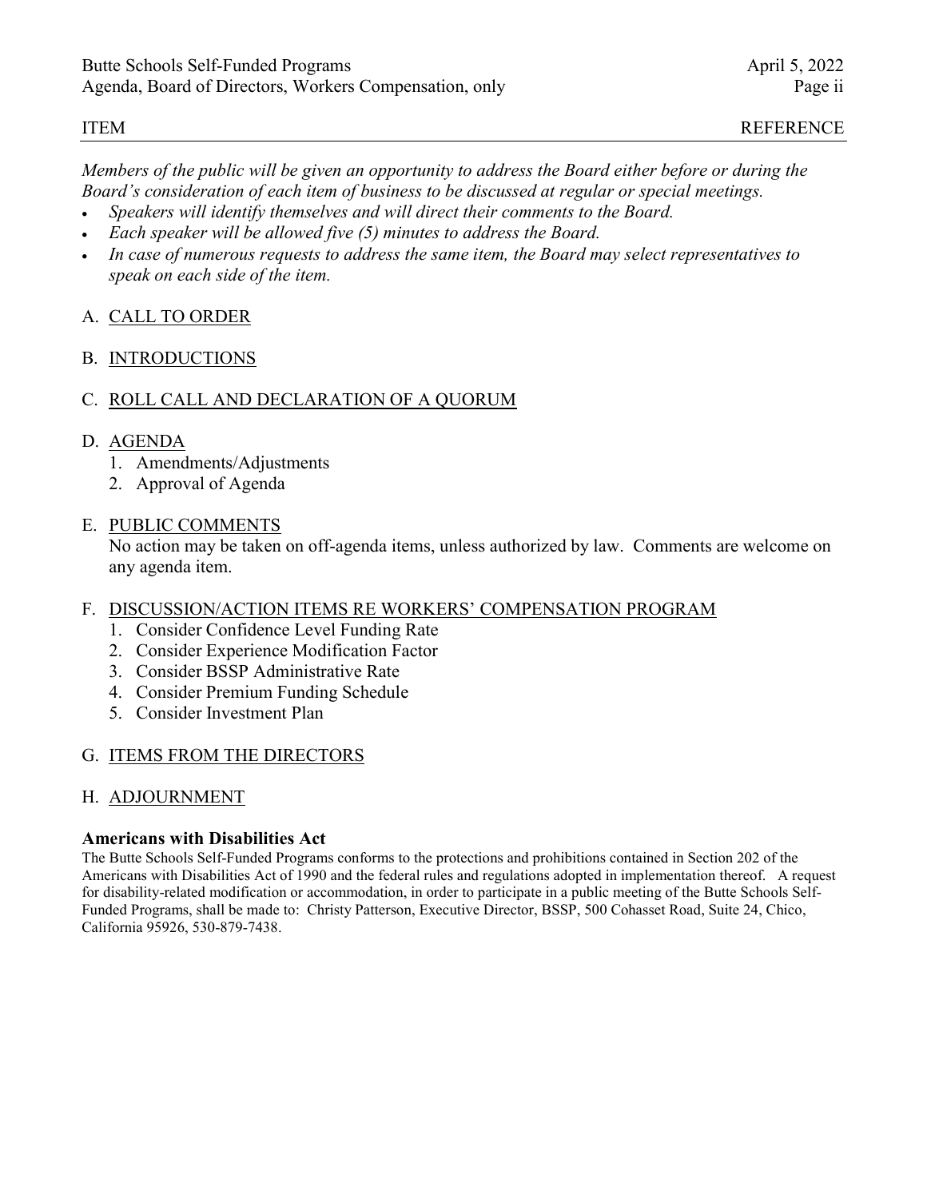ITEM | REFERENCE

*Members of the public will be given an opportunity to address the Board either before or during the Board's consideration of each item of business to be discussed at regular or special meetings.*

- *Speakers will identify themselves and will direct their comments to the Board.*
- *Each speaker will be allowed five (5) minutes to address the Board.*
- *In case of numerous requests to address the same item, the Board may select representatives to speak on each side of the item.*

A. CALL TO ORDER

B. INTRODUCTIONS

C. ROLL CALL AND DECLARATION OF A QUORUM

D. AGENDA
   1. Amendments/Adjustments
   2. Approval of Agenda

E. PUBLIC COMMENTS
   No action may be taken on off-agenda items, unless authorized by law. Comments are welcome on any agenda item.

F. DISCUSSION/ACTION ITEMS RE WORKERS' COMPENSATION PROGRAM
   1. Consider Confidence Level Funding Rate
   2. Consider Experience Modification Factor
   3. Consider BSSP Administrative Rate
   4. Consider Premium Funding Schedule
   5. Consider Investment Plan

G. ITEMS FROM THE DIRECTORS

H. ADJOURNMENT

**Americans with Disabilities Act**

The Butte Schools Self-Funded Programs conforms to the protections and prohibitions contained in Section 202 of the Americans with Disabilities Act of 1990 and the federal rules and regulations adopted in implementation thereof. A request for disability-related modification or accommodation, in order to participate in a public meeting of the Butte Schools Self-Funded Programs, shall be made to: Christy Patterson, Executive Director, BSSP, 500 Cohasset Road, Suite 24, Chico, California 95926, 530-879-7438.